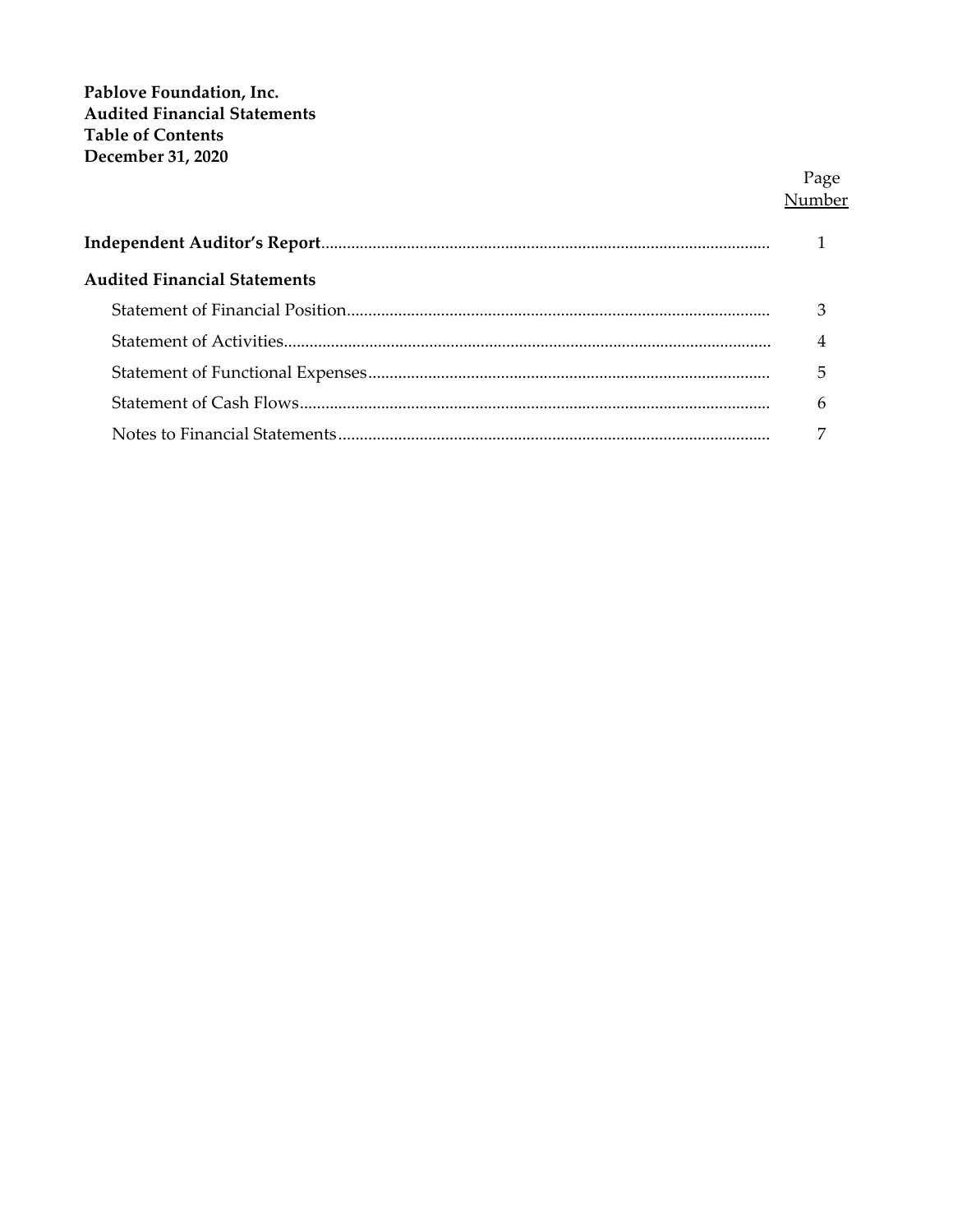**Pablove Foundation, Inc.**
**Audited Financial Statements**
**Table of Contents**
**December 31, 2020**

| | Page Number |
|---|---|
| **Independent Auditor's Report** | 1 |
| **Audited Financial Statements** | |
| Statement of Financial Position | 3 |
| Statement of Activities | 4 |
| Statement of Functional Expenses | 5 |
| Statement of Cash Flows | 6 |
| Notes to Financial Statements | 7 |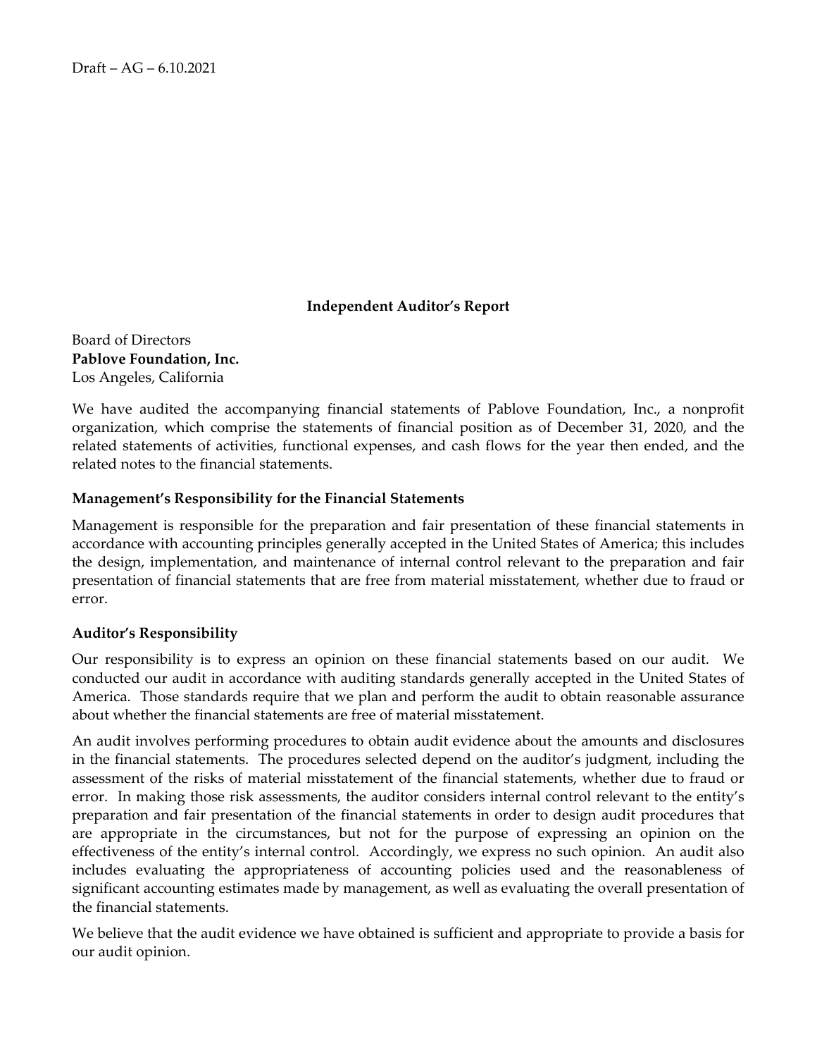Draft – AG – 6.10.2021

**Independent Auditor's Report**

Board of Directors
**Pablove Foundation, Inc.**
Los Angeles, California

We have audited the accompanying financial statements of Pablove Foundation, Inc., a nonprofit organization, which comprise the statements of financial position as of December 31, 2020, and the related statements of activities, functional expenses, and cash flows for the year then ended, and the related notes to the financial statements.

### Management's Responsibility for the Financial Statements

Management is responsible for the preparation and fair presentation of these financial statements in accordance with accounting principles generally accepted in the United States of America; this includes the design, implementation, and maintenance of internal control relevant to the preparation and fair presentation of financial statements that are free from material misstatement, whether due to fraud or error.

### Auditor's Responsibility

Our responsibility is to express an opinion on these financial statements based on our audit. We conducted our audit in accordance with auditing standards generally accepted in the United States of America. Those standards require that we plan and perform the audit to obtain reasonable assurance about whether the financial statements are free of material misstatement.

An audit involves performing procedures to obtain audit evidence about the amounts and disclosures in the financial statements. The procedures selected depend on the auditor's judgment, including the assessment of the risks of material misstatement of the financial statements, whether due to fraud or error. In making those risk assessments, the auditor considers internal control relevant to the entity's preparation and fair presentation of the financial statements in order to design audit procedures that are appropriate in the circumstances, but not for the purpose of expressing an opinion on the effectiveness of the entity's internal control. Accordingly, we express no such opinion. An audit also includes evaluating the appropriateness of accounting policies used and the reasonableness of significant accounting estimates made by management, as well as evaluating the overall presentation of the financial statements.

We believe that the audit evidence we have obtained is sufficient and appropriate to provide a basis for our audit opinion.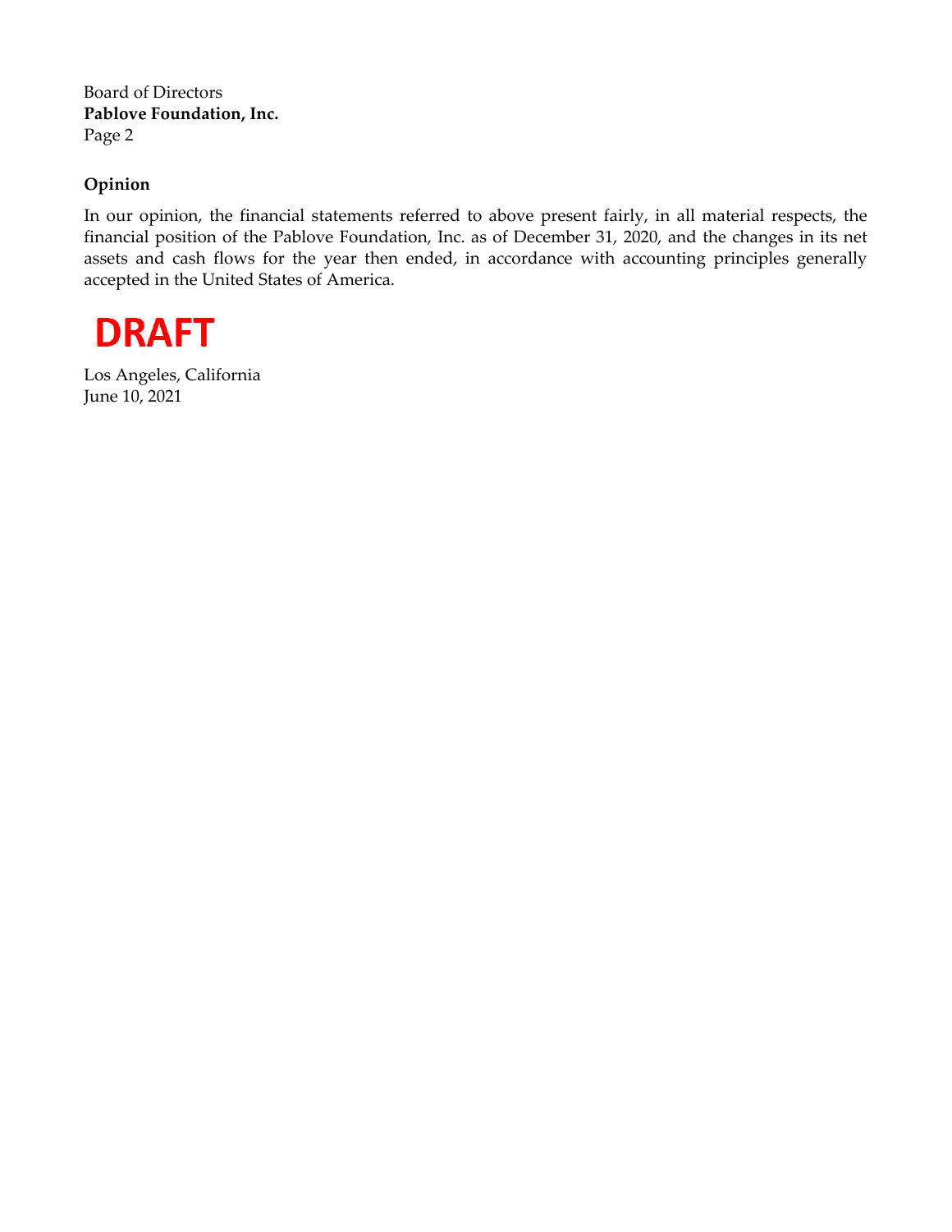Board of Directors
**Pablove Foundation, Inc.**

## Opinion

In our opinion, the financial statements referred to above present fairly, in all material respects, the financial position of the Pablove Foundation, Inc. as of December 31, 2020, and the changes in its net assets and cash flows for the year then ended, in accordance with accounting principles generally accepted in the United States of America.

**DRAFT**

Los Angeles, California
June 10, 2021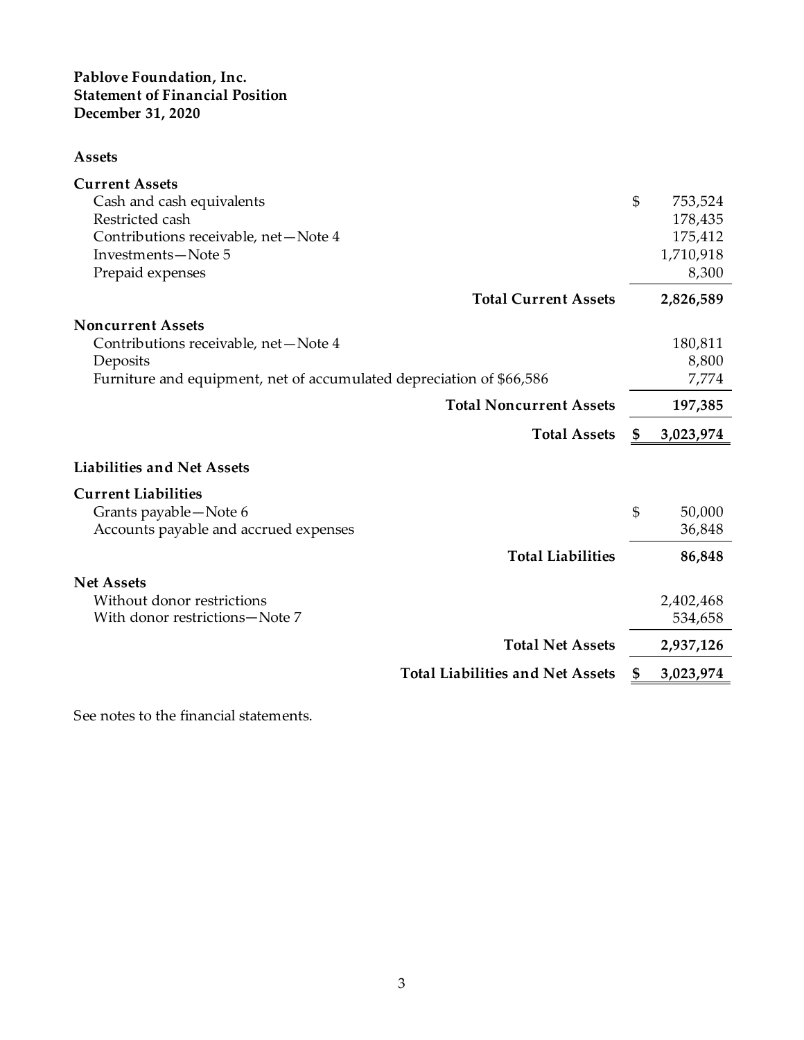**Pablove Foundation, Inc.**
**Statement of Financial Position**
**December 31, 2020**

| | |
|---|---|
| **Assets** | |
| **Current Assets** | |
| Cash and cash equivalents | $ 753,524 |
| Restricted cash | 178,435 |
| Contributions receivable, net—Note 4 | 175,412 |
| Investments—Note 5 | 1,710,918 |
| Prepaid expenses | 8,300 |
| **Total Current Assets** | **2,826,589** |
| **Noncurrent Assets** | |
| Contributions receivable, net—Note 4 | 180,811 |
| Deposits | 8,800 |
| Furniture and equipment, net of accumulated depreciation of $66,586 | 7,774 |
| **Total Noncurrent Assets** | **197,385** |
| **Total Assets** | **$ 3,023,974** |
| **Liabilities and Net Assets** | |
| **Current Liabilities** | |
| Grants payable—Note 6 | $ 50,000 |
| Accounts payable and accrued expenses | 36,848 |
| **Total Liabilities** | **86,848** |
| **Net Assets** | |
| Without donor restrictions | 2,402,468 |
| With donor restrictions—Note 7 | 534,658 |
| **Total Net Assets** | **2,937,126** |
| **Total Liabilities and Net Assets** | **$ 3,023,974** |

See notes to the financial statements.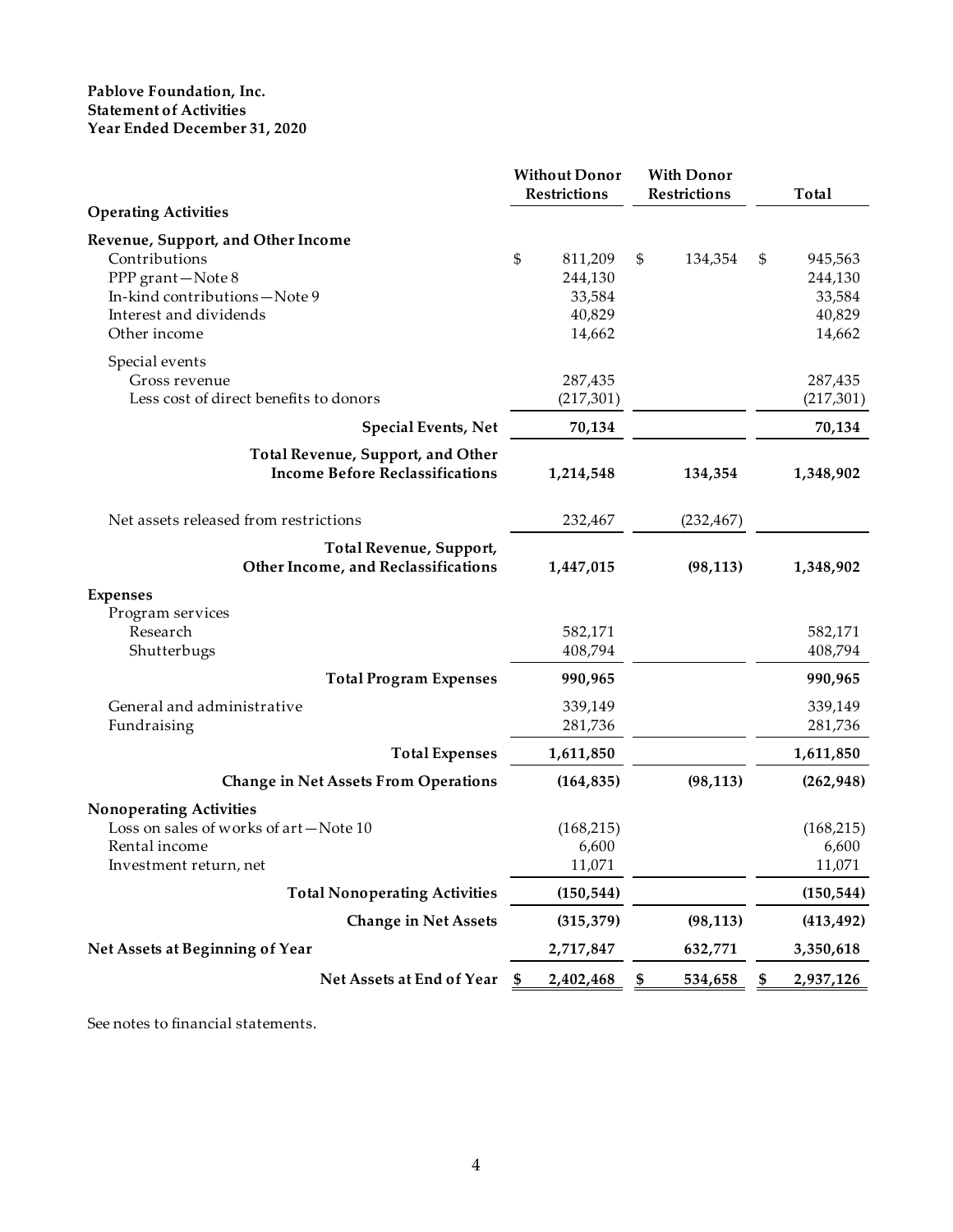**Pablove Foundation, Inc.**
**Statement of Activities**
**Year Ended December 31, 2020**

| | Without Donor Restrictions | With Donor Restrictions | Total |
|---|---|---|---|
| **Operating Activities** | | | |
| **Revenue, Support, and Other Income** | | | |
| Contributions | $ 811,209 | $ 134,354 | $ 945,563 |
| PPP grant—Note 8 | 244,130 | | 244,130 |
| In-kind contributions—Note 9 | 33,584 | | 33,584 |
| Interest and dividends | 40,829 | | 40,829 |
| Other income | 14,662 | | 14,662 |
| Special events | | | |
| Gross revenue | 287,435 | | 287,435 |
| Less cost of direct benefits to donors | (217,301) | | (217,301) |
| **Special Events, Net** | **70,134** | | **70,134** |
| **Total Revenue, Support, and Other Income Before Reclassifications** | **1,214,548** | **134,354** | **1,348,902** |
| Net assets released from restrictions | 232,467 | (232,467) | |
| **Total Revenue, Support, Other Income, and Reclassifications** | **1,447,015** | **(98,113)** | **1,348,902** |
| **Expenses** | | | |
| Program services | | | |
| Research | 582,171 | | 582,171 |
| Shutterbugs | 408,794 | | 408,794 |
| **Total Program Expenses** | **990,965** | | **990,965** |
| General and administrative | 339,149 | | 339,149 |
| Fundraising | 281,736 | | 281,736 |
| **Total Expenses** | **1,611,850** | | **1,611,850** |
| **Change in Net Assets From Operations** | **(164,835)** | **(98,113)** | **(262,948)** |
| **Nonoperating Activities** | | | |
| Loss on sales of works of art—Note 10 | (168,215) | | (168,215) |
| Rental income | 6,600 | | 6,600 |
| Investment return, net | 11,071 | | 11,071 |
| **Total Nonoperating Activities** | **(150,544)** | | **(150,544)** |
| **Change in Net Assets** | **(315,379)** | **(98,113)** | **(413,492)** |
| **Net Assets at Beginning of Year** | **2,717,847** | **632,771** | **3,350,618** |
| **Net Assets at End of Year** | **$ 2,402,468** | **$ 534,658** | **$ 2,937,126** |

See notes to financial statements.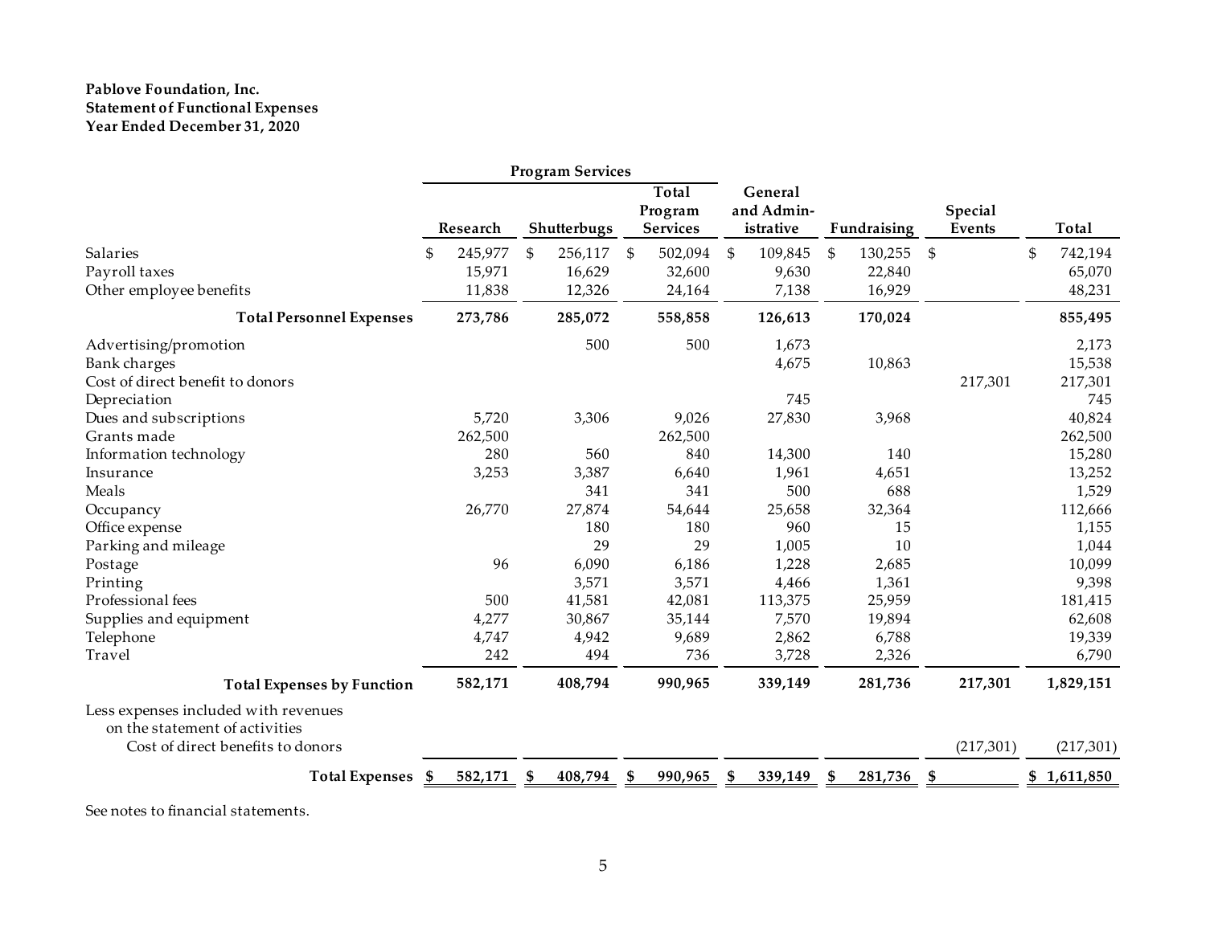**Pablove Foundation, Inc.**
**Statement of Functional Expenses**
**Year Ended December 31, 2020**

| | Program Services | | | | | | |
|---|---|---|---|---|---|---|---|
| | Research | Shutterbugs | Total Program Services | General and Administrative | Fundraising | Special Events | Total |
| Salaries | $ 245,977 | $ 256,117 | $ 502,094 | $ 109,845 | $ 130,255 | $ | $ 742,194 |
| Payroll taxes | 15,971 | 16,629 | 32,600 | 9,630 | 22,840 | | 65,070 |
| Other employee benefits | 11,838 | 12,326 | 24,164 | 7,138 | 16,929 | | 48,231 |
| **Total Personnel Expenses** | **273,786** | **285,072** | **558,858** | **126,613** | **170,024** | | **855,495** |
| Advertising/promotion | | 500 | 500 | 1,673 | | | 2,173 |
| Bank charges | | | | 4,675 | 10,863 | | 15,538 |
| Cost of direct benefit to donors | | | | | | 217,301 | 217,301 |
| Depreciation | | | | 745 | | | 745 |
| Dues and subscriptions | 5,720 | 3,306 | 9,026 | 27,830 | 3,968 | | 40,824 |
| Grants made | 262,500 | | 262,500 | | | | 262,500 |
| Information technology | 280 | 560 | 840 | 14,300 | 140 | | 15,280 |
| Insurance | 3,253 | 3,387 | 6,640 | 1,961 | 4,651 | | 13,252 |
| Meals | | 341 | 341 | 500 | 688 | | 1,529 |
| Occupancy | 26,770 | 27,874 | 54,644 | 25,658 | 32,364 | | 112,666 |
| Office expense | | 180 | 180 | 960 | 15 | | 1,155 |
| Parking and mileage | | 29 | 29 | 1,005 | 10 | | 1,044 |
| Postage | 96 | 6,090 | 6,186 | 1,228 | 2,685 | | 10,099 |
| Printing | | 3,571 | 3,571 | 4,466 | 1,361 | | 9,398 |
| Professional fees | 500 | 41,581 | 42,081 | 113,375 | 25,959 | | 181,415 |
| Supplies and equipment | 4,277 | 30,867 | 35,144 | 7,570 | 19,894 | | 62,608 |
| Telephone | 4,747 | 4,942 | 9,689 | 2,862 | 6,788 | | 19,339 |
| Travel | 242 | 494 | 736 | 3,728 | 2,326 | | 6,790 |
| **Total Expenses by Function** | **582,171** | **408,794** | **990,965** | **339,149** | **281,736** | **217,301** | **1,829,151** |
| Less expenses included with revenues on the statement of activities | | | | | | | |
| Cost of direct benefits to donors | | | | | | (217,301) | (217,301) |
| **Total Expenses** | **$ 582,171** | **$ 408,794** | **$ 990,965** | **$ 339,149** | **$ 281,736** | **$** | **$ 1,611,850** |

See notes to financial statements.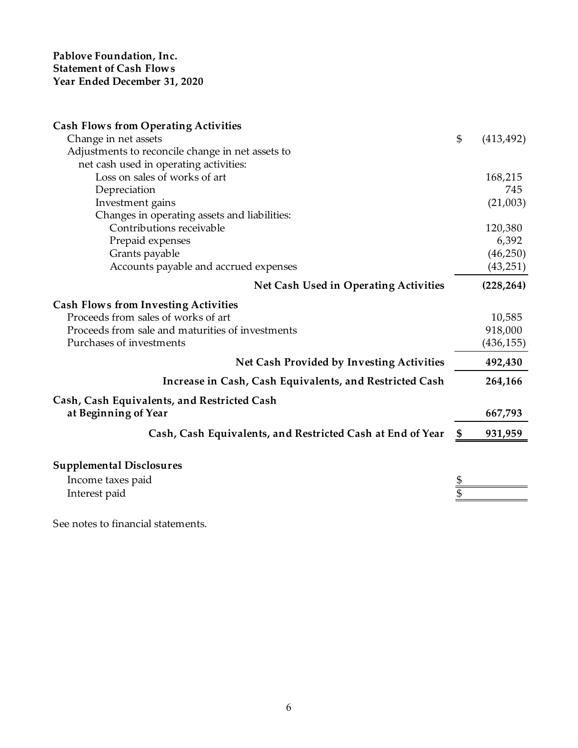**Pablove Foundation, Inc.**
**Statement of Cash Flows**
**Year Ended December 31, 2020**

| | |
|---|---|
| **Cash Flows from Operating Activities** | |
| Change in net assets | $ (413,492) |
| Adjustments to reconcile change in net assets to net cash used in operating activities: | |
| Loss on sales of works of art | 168,215 |
| Depreciation | 745 |
| Investment gains | (21,003) |
| Changes in operating assets and liabilities: | |
| Contributions receivable | 120,380 |
| Prepaid expenses | 6,392 |
| Grants payable | (46,250) |
| Accounts payable and accrued expenses | (43,251) |
| **Net Cash Used in Operating Activities** | **(228,264)** |
| **Cash Flows from Investing Activities** | |
| Proceeds from sales of works of art | 10,585 |
| Proceeds from sale and maturities of investments | 918,000 |
| Purchases of investments | (436,155) |
| **Net Cash Provided by Investing Activities** | **492,430** |
| **Increase in Cash, Cash Equivalents, and Restricted Cash** | **264,166** |
| **Cash, Cash Equivalents, and Restricted Cash at Beginning of Year** | **667,793** |
| **Cash, Cash Equivalents, and Restricted Cash at End of Year** | **$ 931,959** |

**Supplemental Disclosures**

| | |
|---|---|
| Income taxes paid | $ |
| Interest paid | $ |

See notes to financial statements.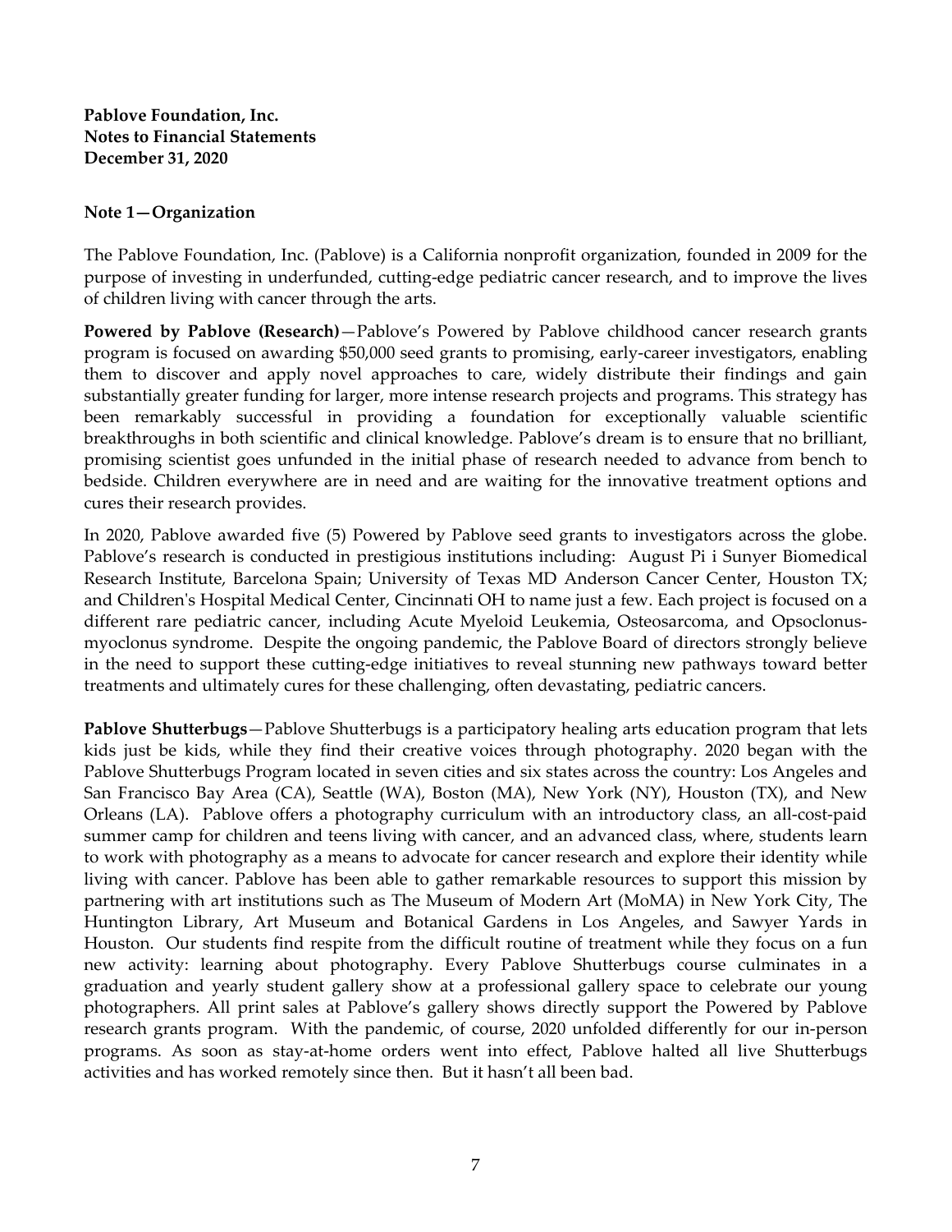**Pablove Foundation, Inc.**
**Notes to Financial Statements**
**December 31, 2020**

**Note 1—Organization**

The Pablove Foundation, Inc. (Pablove) is a California nonprofit organization, founded in 2009 for the purpose of investing in underfunded, cutting-edge pediatric cancer research, and to improve the lives of children living with cancer through the arts.

**Powered by Pablove (Research)**—Pablove's Powered by Pablove childhood cancer research grants program is focused on awarding $50,000 seed grants to promising, early-career investigators, enabling them to discover and apply novel approaches to care, widely distribute their findings and gain substantially greater funding for larger, more intense research projects and programs. This strategy has been remarkably successful in providing a foundation for exceptionally valuable scientific breakthroughs in both scientific and clinical knowledge. Pablove's dream is to ensure that no brilliant, promising scientist goes unfunded in the initial phase of research needed to advance from bench to bedside. Children everywhere are in need and are waiting for the innovative treatment options and cures their research provides.

In 2020, Pablove awarded five (5) Powered by Pablove seed grants to investigators across the globe. Pablove's research is conducted in prestigious institutions including: August Pi i Sunyer Biomedical Research Institute, Barcelona Spain; University of Texas MD Anderson Cancer Center, Houston TX; and Children's Hospital Medical Center, Cincinnati OH to name just a few. Each project is focused on a different rare pediatric cancer, including Acute Myeloid Leukemia, Osteosarcoma, and Opsoclonus-myoclonus syndrome. Despite the ongoing pandemic, the Pablove Board of directors strongly believe in the need to support these cutting-edge initiatives to reveal stunning new pathways toward better treatments and ultimately cures for these challenging, often devastating, pediatric cancers.

**Pablove Shutterbugs**—Pablove Shutterbugs is a participatory healing arts education program that lets kids just be kids, while they find their creative voices through photography. 2020 began with the Pablove Shutterbugs Program located in seven cities and six states across the country: Los Angeles and San Francisco Bay Area (CA), Seattle (WA), Boston (MA), New York (NY), Houston (TX), and New Orleans (LA). Pablove offers a photography curriculum with an introductory class, an all-cost-paid summer camp for children and teens living with cancer, and an advanced class, where, students learn to work with photography as a means to advocate for cancer research and explore their identity while living with cancer. Pablove has been able to gather remarkable resources to support this mission by partnering with art institutions such as The Museum of Modern Art (MoMA) in New York City, The Huntington Library, Art Museum and Botanical Gardens in Los Angeles, and Sawyer Yards in Houston. Our students find respite from the difficult routine of treatment while they focus on a fun new activity: learning about photography. Every Pablove Shutterbugs course culminates in a graduation and yearly student gallery show at a professional gallery space to celebrate our young photographers. All print sales at Pablove's gallery shows directly support the Powered by Pablove research grants program. With the pandemic, of course, 2020 unfolded differently for our in-person programs. As soon as stay-at-home orders went into effect, Pablove halted all live Shutterbugs activities and has worked remotely since then. But it hasn't all been bad.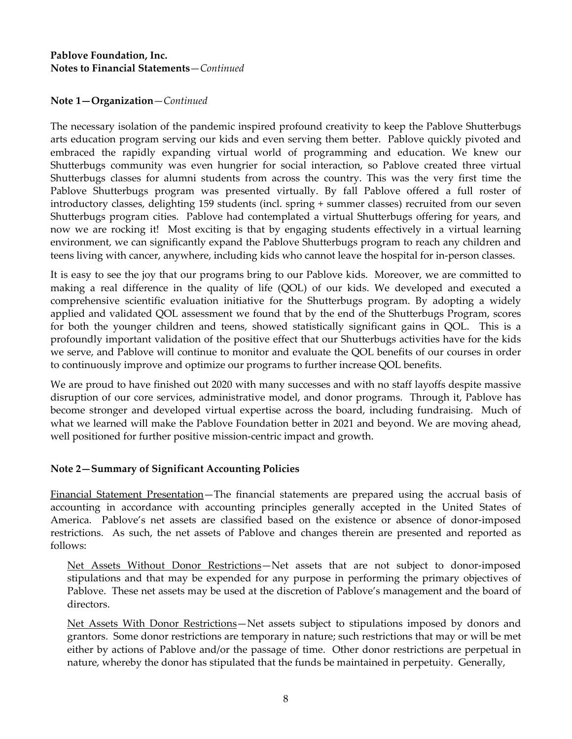**Pablove Foundation, Inc.**
**Notes to Financial Statements**—*Continued*

**Note 1—Organization**—*Continued*

The necessary isolation of the pandemic inspired profound creativity to keep the Pablove Shutterbugs arts education program serving our kids and even serving them better. Pablove quickly pivoted and embraced the rapidly expanding virtual world of programming and education. We knew our Shutterbugs community was even hungrier for social interaction, so Pablove created three virtual Shutterbugs classes for alumni students from across the country. This was the very first time the Pablove Shutterbugs program was presented virtually. By fall Pablove offered a full roster of introductory classes, delighting 159 students (incl. spring + summer classes) recruited from our seven Shutterbugs program cities. Pablove had contemplated a virtual Shutterbugs offering for years, and now we are rocking it! Most exciting is that by engaging students effectively in a virtual learning environment, we can significantly expand the Pablove Shutterbugs program to reach any children and teens living with cancer, anywhere, including kids who cannot leave the hospital for in-person classes.

It is easy to see the joy that our programs bring to our Pablove kids. Moreover, we are committed to making a real difference in the quality of life (QOL) of our kids. We developed and executed a comprehensive scientific evaluation initiative for the Shutterbugs program. By adopting a widely applied and validated QOL assessment we found that by the end of the Shutterbugs Program, scores for both the younger children and teens, showed statistically significant gains in QOL. This is a profoundly important validation of the positive effect that our Shutterbugs activities have for the kids we serve, and Pablove will continue to monitor and evaluate the QOL benefits of our courses in order to continuously improve and optimize our programs to further increase QOL benefits.

We are proud to have finished out 2020 with many successes and with no staff layoffs despite massive disruption of our core services, administrative model, and donor programs. Through it, Pablove has become stronger and developed virtual expertise across the board, including fundraising. Much of what we learned will make the Pablove Foundation better in 2021 and beyond. We are moving ahead, well positioned for further positive mission-centric impact and growth.

**Note 2—Summary of Significant Accounting Policies**

Financial Statement Presentation—The financial statements are prepared using the accrual basis of accounting in accordance with accounting principles generally accepted in the United States of America. Pablove's net assets are classified based on the existence or absence of donor-imposed restrictions. As such, the net assets of Pablove and changes therein are presented and reported as follows:

Net Assets Without Donor Restrictions—Net assets that are not subject to donor-imposed stipulations and that may be expended for any purpose in performing the primary objectives of Pablove. These net assets may be used at the discretion of Pablove's management and the board of directors.

Net Assets With Donor Restrictions—Net assets subject to stipulations imposed by donors and grantors. Some donor restrictions are temporary in nature; such restrictions that may or will be met either by actions of Pablove and/or the passage of time. Other donor restrictions are perpetual in nature, whereby the donor has stipulated that the funds be maintained in perpetuity. Generally,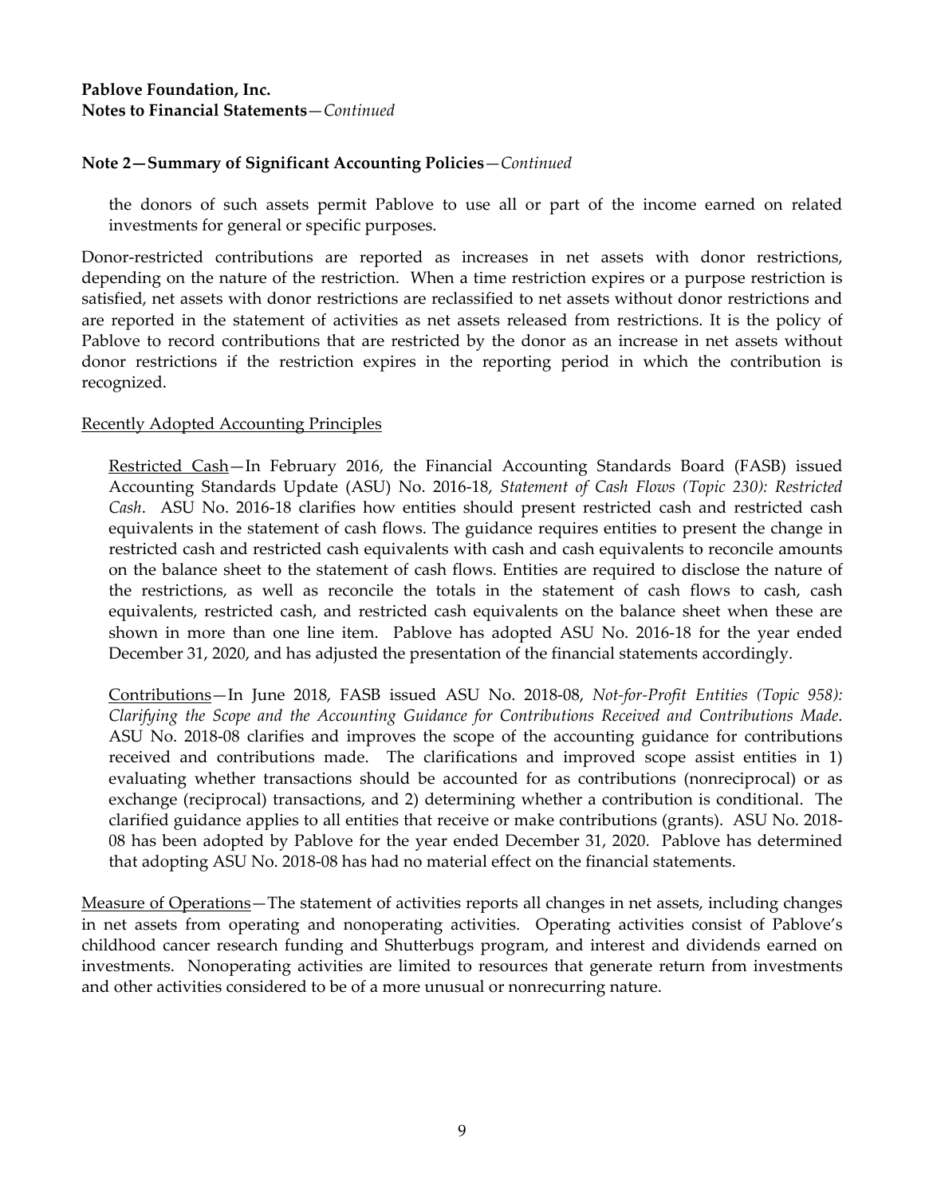**Pablove Foundation, Inc.**
**Notes to Financial Statements**—*Continued*

**Note 2—Summary of Significant Accounting Policies**—*Continued*

the donors of such assets permit Pablove to use all or part of the income earned on related investments for general or specific purposes.

Donor-restricted contributions are reported as increases in net assets with donor restrictions, depending on the nature of the restriction. When a time restriction expires or a purpose restriction is satisfied, net assets with donor restrictions are reclassified to net assets without donor restrictions and are reported in the statement of activities as net assets released from restrictions. It is the policy of Pablove to record contributions that are restricted by the donor as an increase in net assets without donor restrictions if the restriction expires in the reporting period in which the contribution is recognized.

Recently Adopted Accounting Principles

Restricted Cash—In February 2016, the Financial Accounting Standards Board (FASB) issued Accounting Standards Update (ASU) No. 2016-18, *Statement of Cash Flows (Topic 230): Restricted Cash*. ASU No. 2016-18 clarifies how entities should present restricted cash and restricted cash equivalents in the statement of cash flows. The guidance requires entities to present the change in restricted cash and restricted cash equivalents with cash and cash equivalents to reconcile amounts on the balance sheet to the statement of cash flows. Entities are required to disclose the nature of the restrictions, as well as reconcile the totals in the statement of cash flows to cash, cash equivalents, restricted cash, and restricted cash equivalents on the balance sheet when these are shown in more than one line item. Pablove has adopted ASU No. 2016-18 for the year ended December 31, 2020, and has adjusted the presentation of the financial statements accordingly.

Contributions—In June 2018, FASB issued ASU No. 2018-08, *Not-for-Profit Entities (Topic 958): Clarifying the Scope and the Accounting Guidance for Contributions Received and Contributions Made*. ASU No. 2018-08 clarifies and improves the scope of the accounting guidance for contributions received and contributions made. The clarifications and improved scope assist entities in 1) evaluating whether transactions should be accounted for as contributions (nonreciprocal) or as exchange (reciprocal) transactions, and 2) determining whether a contribution is conditional. The clarified guidance applies to all entities that receive or make contributions (grants). ASU No. 2018-08 has been adopted by Pablove for the year ended December 31, 2020. Pablove has determined that adopting ASU No. 2018-08 has had no material effect on the financial statements.

Measure of Operations—The statement of activities reports all changes in net assets, including changes in net assets from operating and nonoperating activities. Operating activities consist of Pablove's childhood cancer research funding and Shutterbugs program, and interest and dividends earned on investments. Nonoperating activities are limited to resources that generate return from investments and other activities considered to be of a more unusual or nonrecurring nature.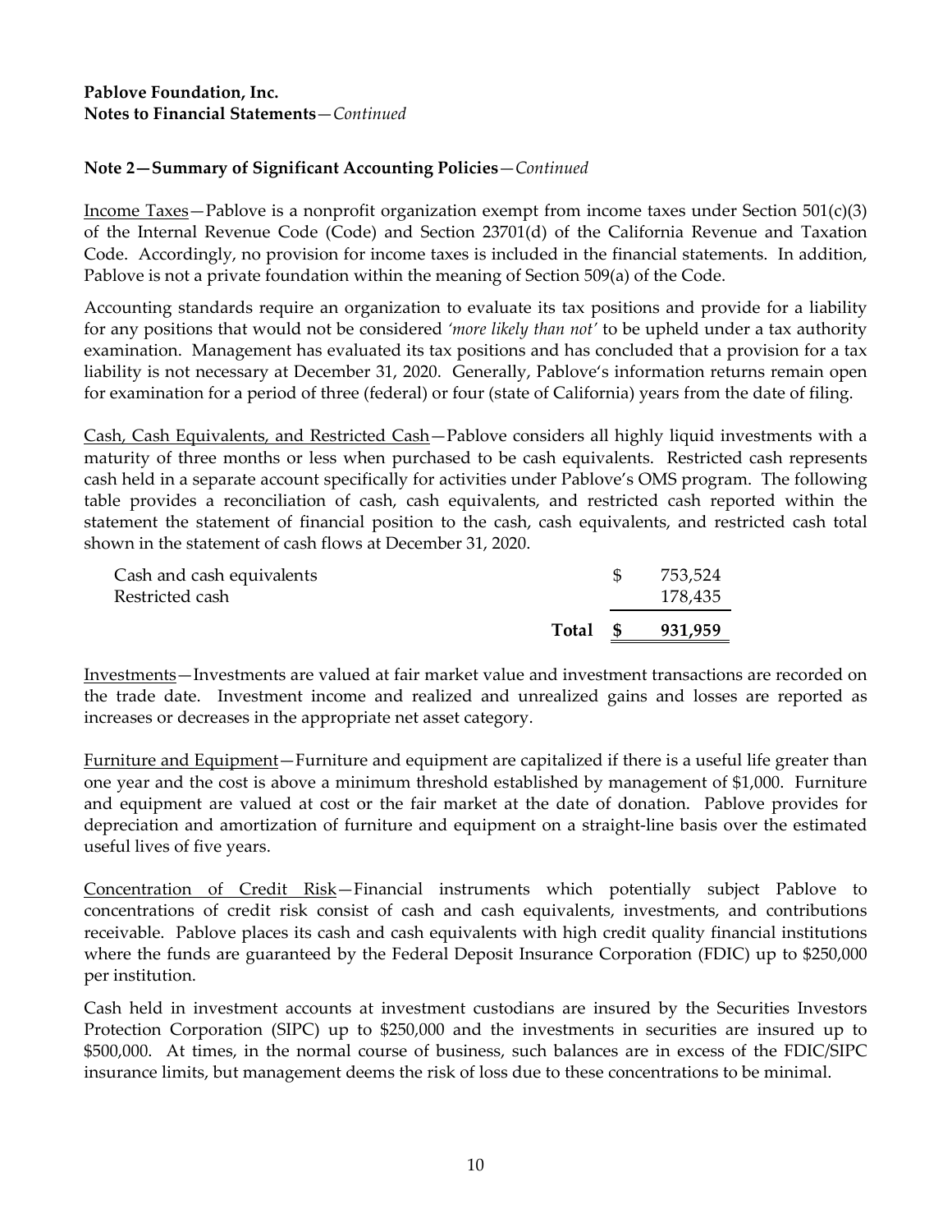**Pablove Foundation, Inc.**
**Notes to Financial Statements**—*Continued*

**Note 2—Summary of Significant Accounting Policies**—*Continued*

Income Taxes—Pablove is a nonprofit organization exempt from income taxes under Section 501(c)(3) of the Internal Revenue Code (Code) and Section 23701(d) of the California Revenue and Taxation Code. Accordingly, no provision for income taxes is included in the financial statements. In addition, Pablove is not a private foundation within the meaning of Section 509(a) of the Code.

Accounting standards require an organization to evaluate its tax positions and provide for a liability for any positions that would not be considered *'more likely than not'* to be upheld under a tax authority examination. Management has evaluated its tax positions and has concluded that a provision for a tax liability is not necessary at December 31, 2020. Generally, Pablove's information returns remain open for examination for a period of three (federal) or four (state of California) years from the date of filing.

Cash, Cash Equivalents, and Restricted Cash—Pablove considers all highly liquid investments with a maturity of three months or less when purchased to be cash equivalents. Restricted cash represents cash held in a separate account specifically for activities under Pablove's OMS program. The following table provides a reconciliation of cash, cash equivalents, and restricted cash reported within the statement the statement of financial position to the cash, cash equivalents, and restricted cash total shown in the statement of cash flows at December 31, 2020.

| | |
|---|---|
| Cash and cash equivalents | $ 753,524 |
| Restricted cash | 178,435 |
| **Total** | **$ 931,959** |

Investments—Investments are valued at fair market value and investment transactions are recorded on the trade date. Investment income and realized and unrealized gains and losses are reported as increases or decreases in the appropriate net asset category.

Furniture and Equipment—Furniture and equipment are capitalized if there is a useful life greater than one year and the cost is above a minimum threshold established by management of $1,000. Furniture and equipment are valued at cost or the fair market at the date of donation. Pablove provides for depreciation and amortization of furniture and equipment on a straight-line basis over the estimated useful lives of five years.

Concentration of Credit Risk—Financial instruments which potentially subject Pablove to concentrations of credit risk consist of cash and cash equivalents, investments, and contributions receivable. Pablove places its cash and cash equivalents with high credit quality financial institutions where the funds are guaranteed by the Federal Deposit Insurance Corporation (FDIC) up to $250,000 per institution.

Cash held in investment accounts at investment custodians are insured by the Securities Investors Protection Corporation (SIPC) up to $250,000 and the investments in securities are insured up to $500,000. At times, in the normal course of business, such balances are in excess of the FDIC/SIPC insurance limits, but management deems the risk of loss due to these concentrations to be minimal.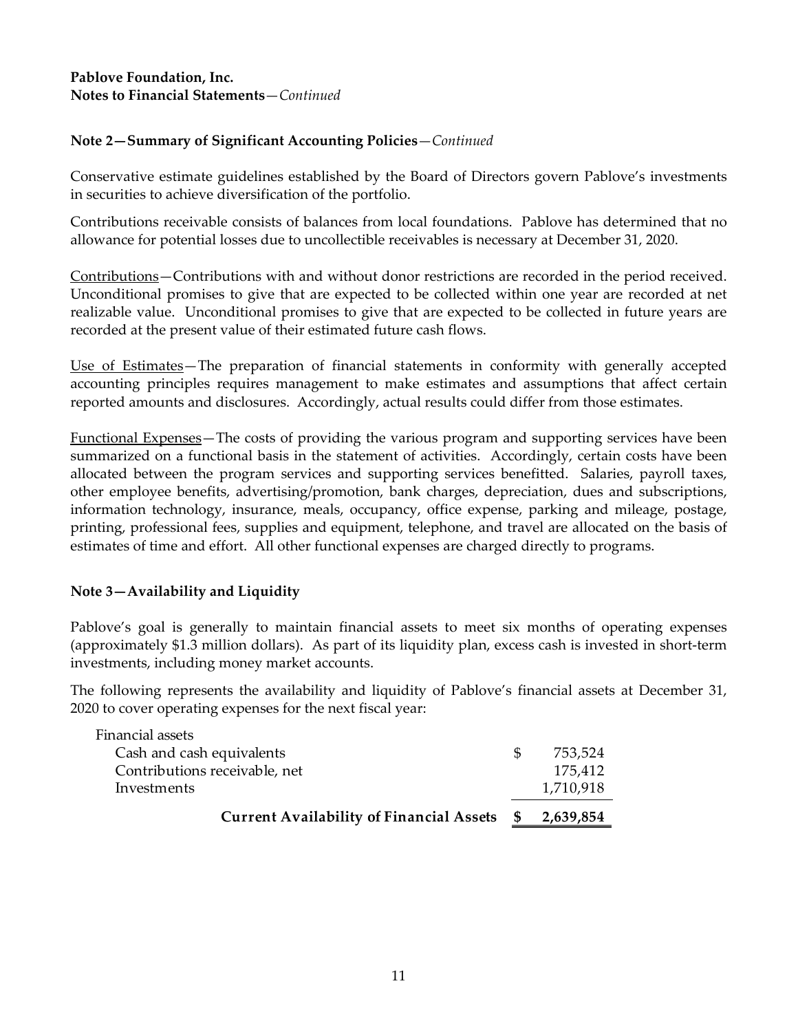**Pablove Foundation, Inc.**
**Notes to Financial Statements**—*Continued*

**Note 2—Summary of Significant Accounting Policies**—*Continued*

Conservative estimate guidelines established by the Board of Directors govern Pablove's investments in securities to achieve diversification of the portfolio.

Contributions receivable consists of balances from local foundations. Pablove has determined that no allowance for potential losses due to uncollectible receivables is necessary at December 31, 2020.

Contributions—Contributions with and without donor restrictions are recorded in the period received. Unconditional promises to give that are expected to be collected within one year are recorded at net realizable value. Unconditional promises to give that are expected to be collected in future years are recorded at the present value of their estimated future cash flows.

Use of Estimates—The preparation of financial statements in conformity with generally accepted accounting principles requires management to make estimates and assumptions that affect certain reported amounts and disclosures. Accordingly, actual results could differ from those estimates.

Functional Expenses—The costs of providing the various program and supporting services have been summarized on a functional basis in the statement of activities. Accordingly, certain costs have been allocated between the program services and supporting services benefitted. Salaries, payroll taxes, other employee benefits, advertising/promotion, bank charges, depreciation, dues and subscriptions, information technology, insurance, meals, occupancy, office expense, parking and mileage, postage, printing, professional fees, supplies and equipment, telephone, and travel are allocated on the basis of estimates of time and effort. All other functional expenses are charged directly to programs.

**Note 3—Availability and Liquidity**

Pablove's goal is generally to maintain financial assets to meet six months of operating expenses (approximately $1.3 million dollars). As part of its liquidity plan, excess cash is invested in short-term investments, including money market accounts.

The following represents the availability and liquidity of Pablove's financial assets at December 31, 2020 to cover operating expenses for the next fiscal year:

| | |
|---|---|
| Financial assets | |
| Cash and cash equivalents | $ 753,524 |
| Contributions receivable, net | 175,412 |
| Investments | 1,710,918 |
| **Current Availability of Financial Assets** | **$ 2,639,854** |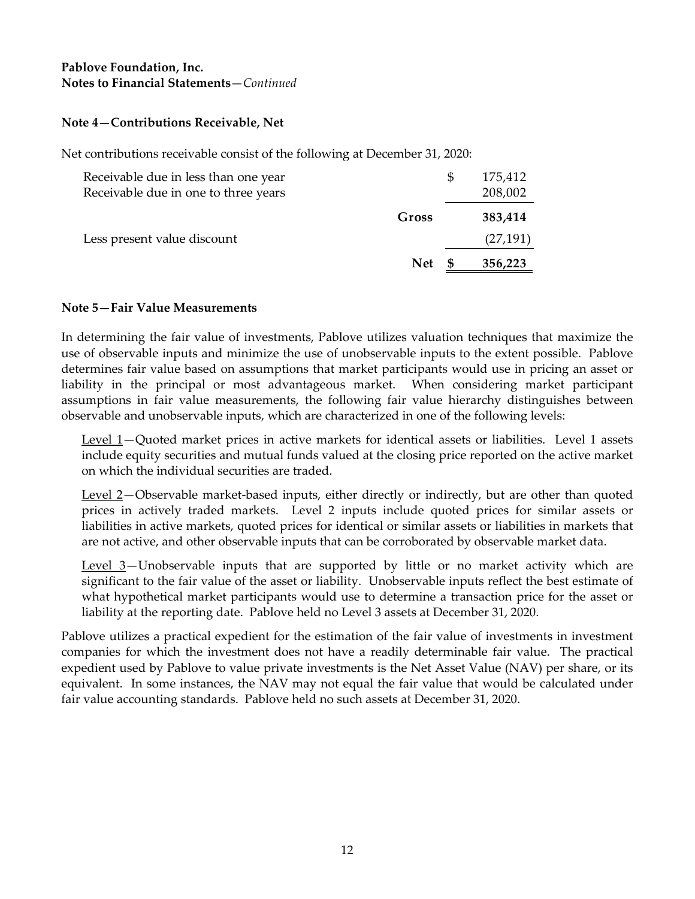**Pablove Foundation, Inc.**
**Notes to Financial Statements**—*Continued*

### Note 4—Contributions Receivable, Net

Net contributions receivable consist of the following at December 31, 2020:

| | | | |
|---|---|---|---|
| Receivable due in less than one year | | $ | 175,412 |
| Receivable due in one to three years | | | 208,002 |
| | **Gross** | | **383,414** |
| Less present value discount | | | (27,191) |
| | **Net** | **$** | **356,223** |

### Note 5—Fair Value Measurements

In determining the fair value of investments, Pablove utilizes valuation techniques that maximize the use of observable inputs and minimize the use of unobservable inputs to the extent possible. Pablove determines fair value based on assumptions that market participants would use in pricing an asset or liability in the principal or most advantageous market. When considering market participant assumptions in fair value measurements, the following fair value hierarchy distinguishes between observable and unobservable inputs, which are characterized in one of the following levels:

Level 1—Quoted market prices in active markets for identical assets or liabilities. Level 1 assets include equity securities and mutual funds valued at the closing price reported on the active market on which the individual securities are traded.

Level 2—Observable market-based inputs, either directly or indirectly, but are other than quoted prices in actively traded markets. Level 2 inputs include quoted prices for similar assets or liabilities in active markets, quoted prices for identical or similar assets or liabilities in markets that are not active, and other observable inputs that can be corroborated by observable market data.

Level 3—Unobservable inputs that are supported by little or no market activity which are significant to the fair value of the asset or liability. Unobservable inputs reflect the best estimate of what hypothetical market participants would use to determine a transaction price for the asset or liability at the reporting date. Pablove held no Level 3 assets at December 31, 2020.

Pablove utilizes a practical expedient for the estimation of the fair value of investments in investment companies for which the investment does not have a readily determinable fair value. The practical expedient used by Pablove to value private investments is the Net Asset Value (NAV) per share, or its equivalent. In some instances, the NAV may not equal the fair value that would be calculated under fair value accounting standards. Pablove held no such assets at December 31, 2020.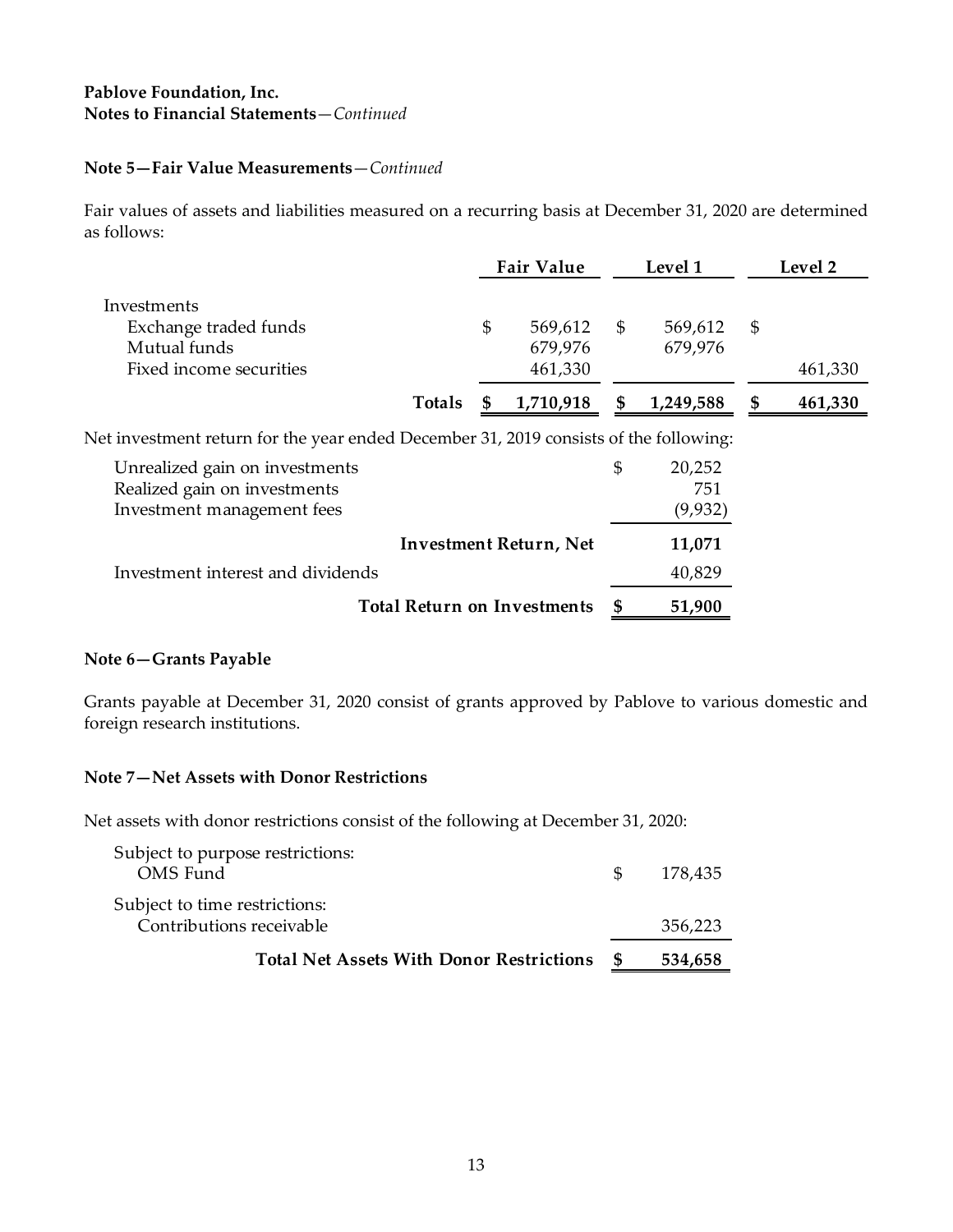**Pablove Foundation, Inc.**
**Notes to Financial Statements**—*Continued*

**Note 5—Fair Value Measurements**—*Continued*

Fair values of assets and liabilities measured on a recurring basis at December 31, 2020 are determined as follows:

| | Fair Value | Level 1 | Level 2 |
|---|---|---|---|
| Investments | | | |
| Exchange traded funds | $ 569,612 | $ 569,612 | $ |
| Mutual funds | 679,976 | 679,976 | |
| Fixed income securities | 461,330 | | 461,330 |
| **Totals** | **$ 1,710,918** | **$ 1,249,588** | **$ 461,330** |

Net investment return for the year ended December 31, 2019 consists of the following:

| | |
|---|---|
| Unrealized gain on investments | $ 20,252 |
| Realized gain on investments | 751 |
| Investment management fees | (9,932) |
| **Investment Return, Net** | **11,071** |
| Investment interest and dividends | 40,829 |
| **Total Return on Investments** | **$ 51,900** |

**Note 6—Grants Payable**

Grants payable at December 31, 2020 consist of grants approved by Pablove to various domestic and foreign research institutions.

**Note 7—Net Assets with Donor Restrictions**

Net assets with donor restrictions consist of the following at December 31, 2020:

| | |
|---|---|
| Subject to purpose restrictions: | |
| OMS Fund | $ 178,435 |
| Subject to time restrictions: | |
| Contributions receivable | 356,223 |
| **Total Net Assets With Donor Restrictions** | **$ 534,658** |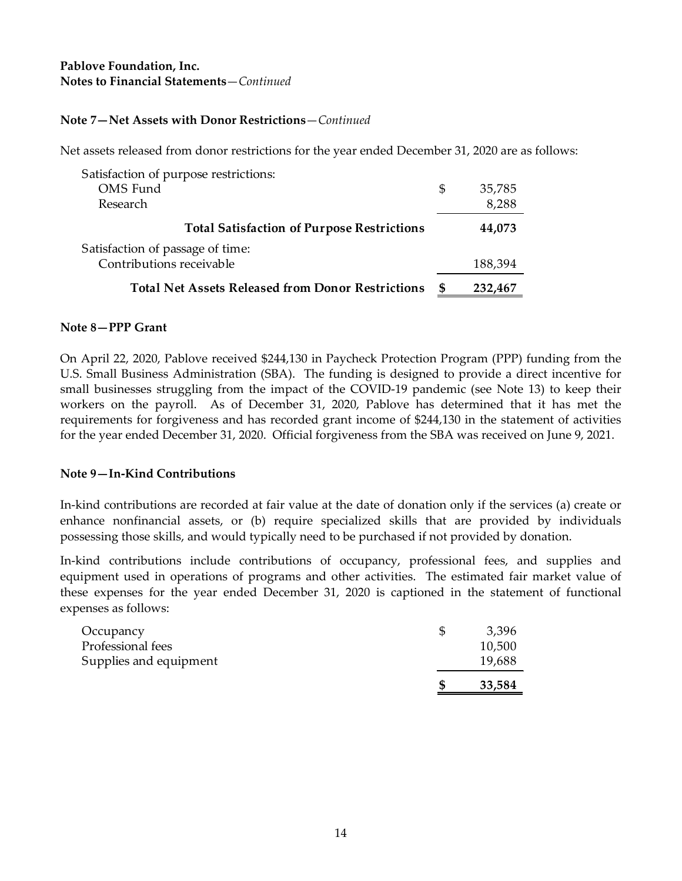**Pablove Foundation, Inc.**
**Notes to Financial Statements**—*Continued*

### Note 7—Net Assets with Donor Restrictions—*Continued*

Net assets released from donor restrictions for the year ended December 31, 2020 are as follows:

| | | |
|---|---|---|
| Satisfaction of purpose restrictions: | | |
| OMS Fund | $ | 35,785 |
| Research | | 8,288 |
| **Total Satisfaction of Purpose Restrictions** | | **44,073** |
| Satisfaction of passage of time: | | |
| Contributions receivable | | 188,394 |
| **Total Net Assets Released from Donor Restrictions** | **$** | **232,467** |

### Note 8—PPP Grant

On April 22, 2020, Pablove received $244,130 in Paycheck Protection Program (PPP) funding from the U.S. Small Business Administration (SBA). The funding is designed to provide a direct incentive for small businesses struggling from the impact of the COVID-19 pandemic (see Note 13) to keep their workers on the payroll. As of December 31, 2020, Pablove has determined that it has met the requirements for forgiveness and has recorded grant income of $244,130 in the statement of activities for the year ended December 31, 2020. Official forgiveness from the SBA was received on June 9, 2021.

### Note 9—In-Kind Contributions

In-kind contributions are recorded at fair value at the date of donation only if the services (a) create or enhance nonfinancial assets, or (b) require specialized skills that are provided by individuals possessing those skills, and would typically need to be purchased if not provided by donation.

In-kind contributions include contributions of occupancy, professional fees, and supplies and equipment used in operations of programs and other activities. The estimated fair market value of these expenses for the year ended December 31, 2020 is captioned in the statement of functional expenses as follows:

| | | |
|---|---|---|
| Occupancy | $ | 3,396 |
| Professional fees | | 10,500 |
| Supplies and equipment | | 19,688 |
| | **$** | **33,584** |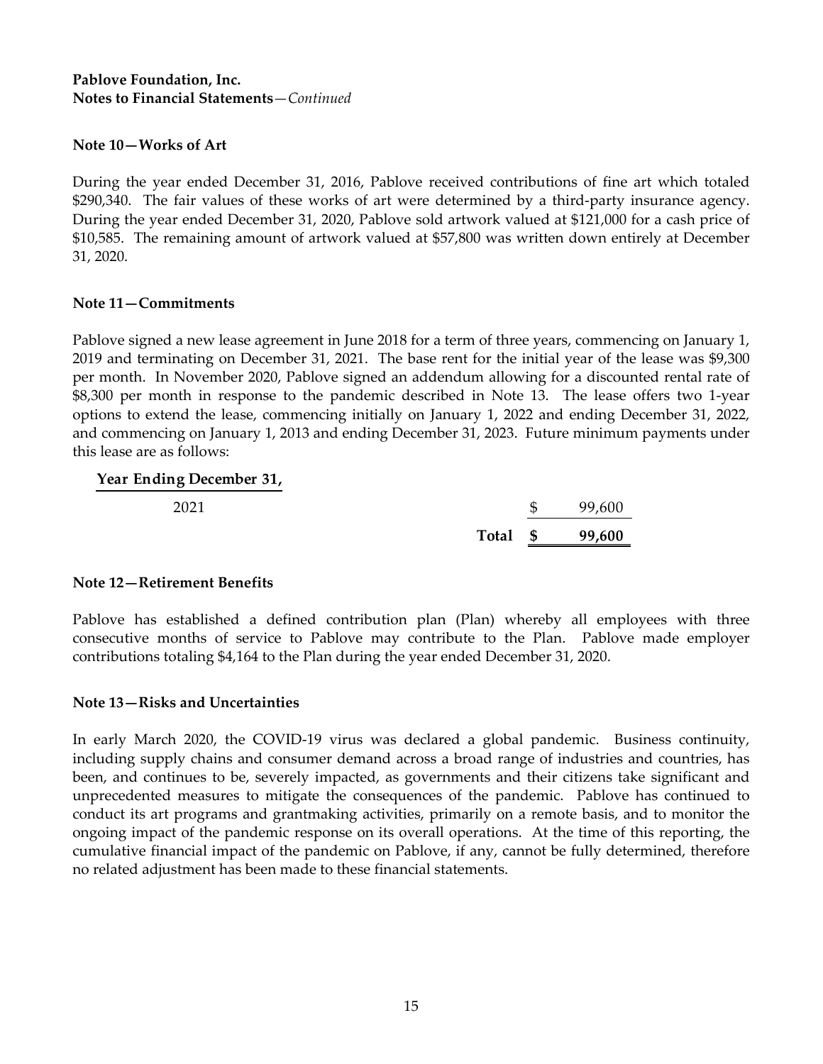**Pablove Foundation, Inc.**
**Notes to Financial Statements**—*Continued*

### Note 10—Works of Art

During the year ended December 31, 2016, Pablove received contributions of fine art which totaled \$290,340. The fair values of these works of art were determined by a third-party insurance agency. During the year ended December 31, 2020, Pablove sold artwork valued at \$121,000 for a cash price of \$10,585. The remaining amount of artwork valued at \$57,800 was written down entirely at December 31, 2020.

### Note 11—Commitments

Pablove signed a new lease agreement in June 2018 for a term of three years, commencing on January 1, 2019 and terminating on December 31, 2021. The base rent for the initial year of the lease was \$9,300 per month. In November 2020, Pablove signed an addendum allowing for a discounted rental rate of \$8,300 per month in response to the pandemic described in Note 13. The lease offers two 1-year options to extend the lease, commencing initially on January 1, 2022 and ending December 31, 2022, and commencing on January 1, 2013 and ending December 31, 2023. Future minimum payments under this lease are as follows:

| Year Ending December 31, | |
|---|---|
| 2021 | \$ 99,600 |
| **Total** | **\$ 99,600** |

### Note 12—Retirement Benefits

Pablove has established a defined contribution plan (Plan) whereby all employees with three consecutive months of service to Pablove may contribute to the Plan. Pablove made employer contributions totaling \$4,164 to the Plan during the year ended December 31, 2020.

### Note 13—Risks and Uncertainties

In early March 2020, the COVID-19 virus was declared a global pandemic. Business continuity, including supply chains and consumer demand across a broad range of industries and countries, has been, and continues to be, severely impacted, as governments and their citizens take significant and unprecedented measures to mitigate the consequences of the pandemic. Pablove has continued to conduct its art programs and grantmaking activities, primarily on a remote basis, and to monitor the ongoing impact of the pandemic response on its overall operations. At the time of this reporting, the cumulative financial impact of the pandemic on Pablove, if any, cannot be fully determined, therefore no related adjustment has been made to these financial statements.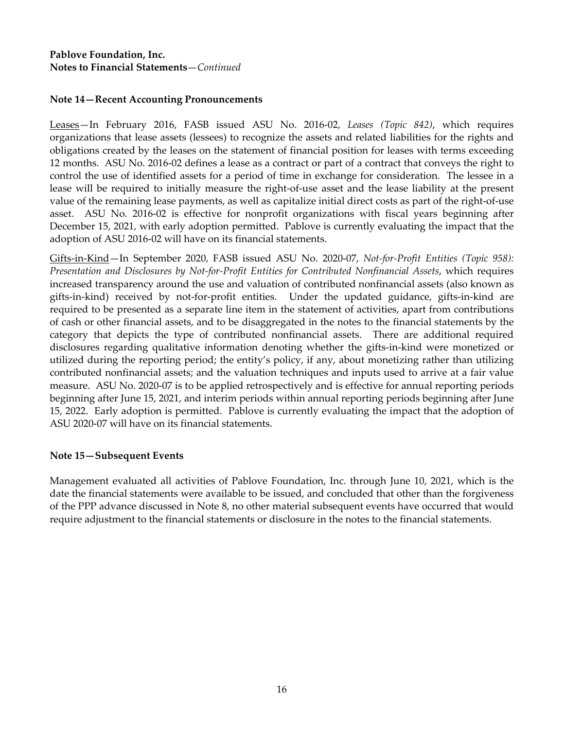**Pablove Foundation, Inc.**
**Notes to Financial Statements**—*Continued*

### Note 14—Recent Accounting Pronouncements

Leases—In February 2016, FASB issued ASU No. 2016-02, *Leases (Topic 842)*, which requires organizations that lease assets (lessees) to recognize the assets and related liabilities for the rights and obligations created by the leases on the statement of financial position for leases with terms exceeding 12 months. ASU No. 2016-02 defines a lease as a contract or part of a contract that conveys the right to control the use of identified assets for a period of time in exchange for consideration. The lessee in a lease will be required to initially measure the right-of-use asset and the lease liability at the present value of the remaining lease payments, as well as capitalize initial direct costs as part of the right-of-use asset. ASU No. 2016-02 is effective for nonprofit organizations with fiscal years beginning after December 15, 2021, with early adoption permitted. Pablove is currently evaluating the impact that the adoption of ASU 2016-02 will have on its financial statements.

Gifts-in-Kind—In September 2020, FASB issued ASU No. 2020-07, *Not-for-Profit Entities (Topic 958): Presentation and Disclosures by Not-for-Profit Entities for Contributed Nonfinancial Assets*, which requires increased transparency around the use and valuation of contributed nonfinancial assets (also known as gifts-in-kind) received by not-for-profit entities. Under the updated guidance, gifts-in-kind are required to be presented as a separate line item in the statement of activities, apart from contributions of cash or other financial assets, and to be disaggregated in the notes to the financial statements by the category that depicts the type of contributed nonfinancial assets. There are additional required disclosures regarding qualitative information denoting whether the gifts-in-kind were monetized or utilized during the reporting period; the entity's policy, if any, about monetizing rather than utilizing contributed nonfinancial assets; and the valuation techniques and inputs used to arrive at a fair value measure. ASU No. 2020-07 is to be applied retrospectively and is effective for annual reporting periods beginning after June 15, 2021, and interim periods within annual reporting periods beginning after June 15, 2022. Early adoption is permitted. Pablove is currently evaluating the impact that the adoption of ASU 2020-07 will have on its financial statements.

### Note 15—Subsequent Events

Management evaluated all activities of Pablove Foundation, Inc. through June 10, 2021, which is the date the financial statements were available to be issued, and concluded that other than the forgiveness of the PPP advance discussed in Note 8, no other material subsequent events have occurred that would require adjustment to the financial statements or disclosure in the notes to the financial statements.